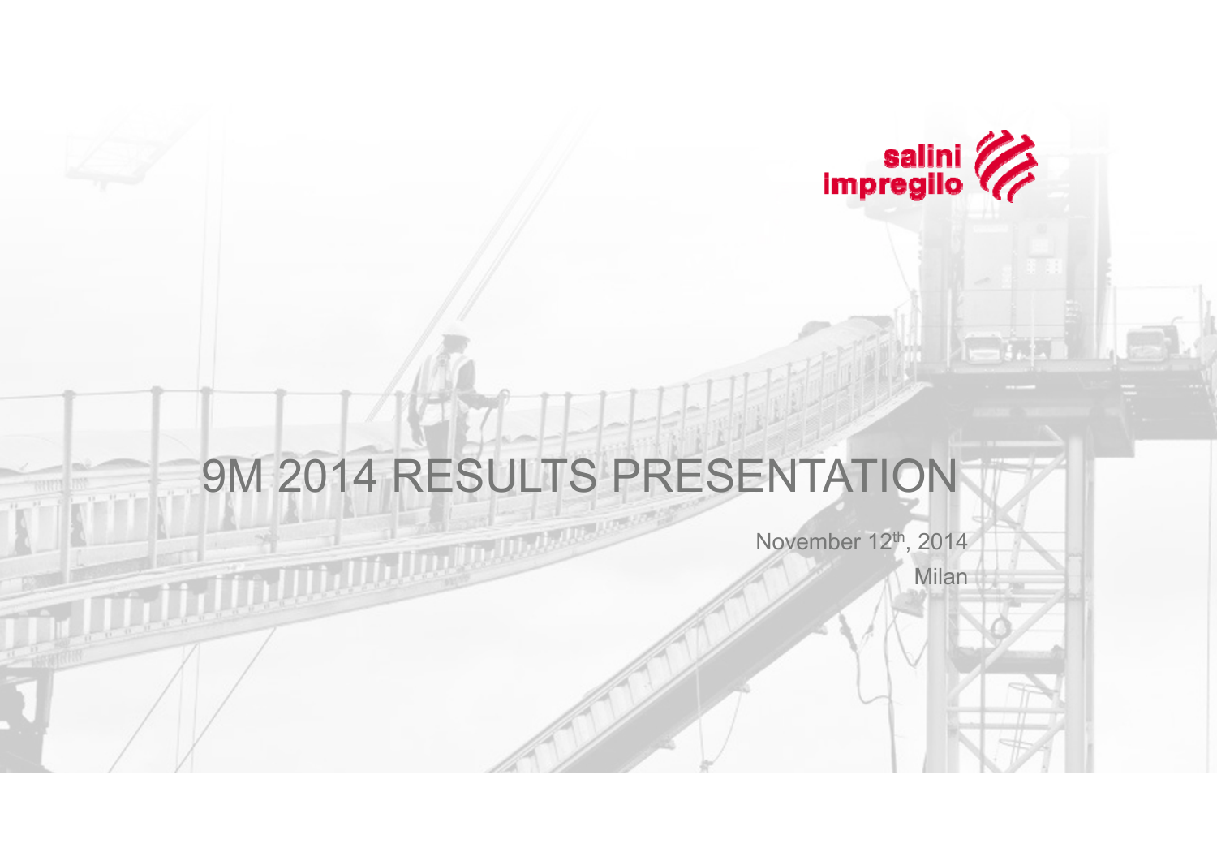salini impregilo

# 9M 2014 RESULTS PRESENTATION

November 12th, 2014

Milan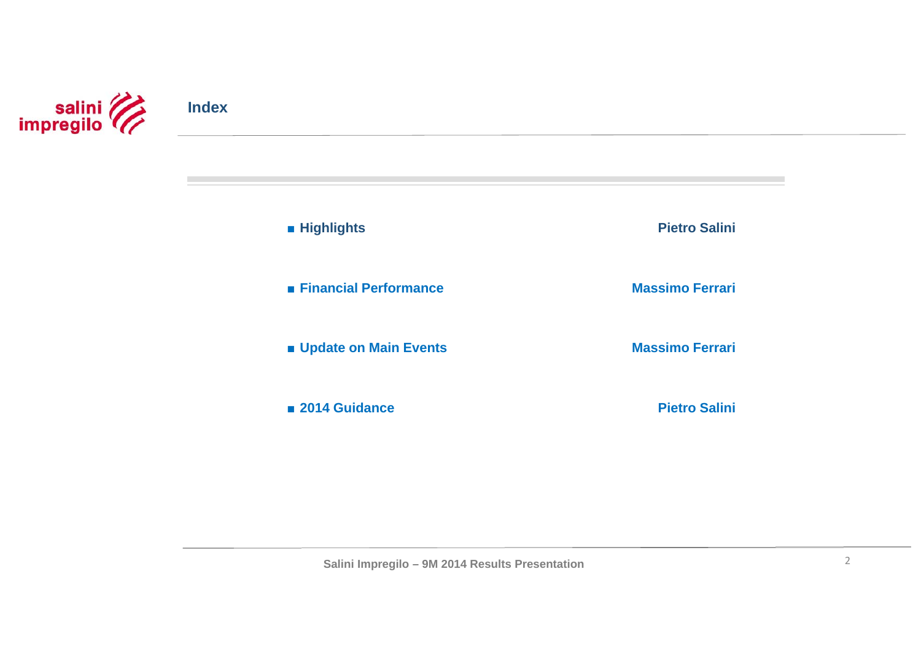# Index

| | |
|---|---|
| ■ **Highlights** | **Pietro Salini** |
| ■ **Financial Performance** | **Massimo Ferrari** |
| ■ **Update on Main Events** | **Massimo Ferrari** |
| ■ **2014 Guidance** | **Pietro Salini** |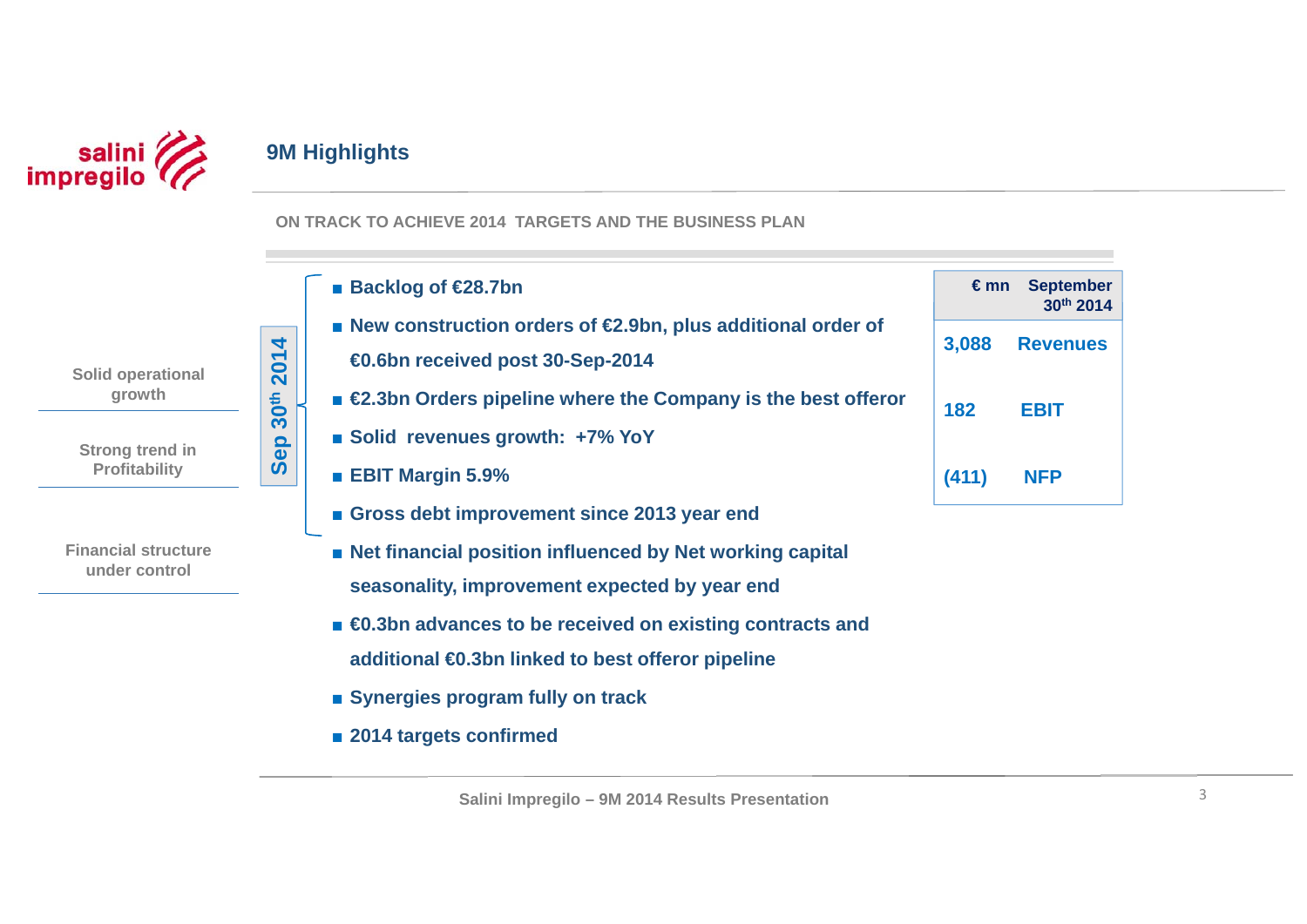# 9M Highlights

**ON TRACK TO ACHIEVE 2014 TARGETS AND THE BUSINESS PLAN**

**Solid operational growth**

**Strong trend in Profitability**

**Financial structure under control**

**Sep 30th 2014**

- **Backlog of €28.7bn**
- **New construction orders of €2.9bn, plus additional order of €0.6bn received post 30-Sep-2014**
- **€2.3bn Orders pipeline where the Company is the best offeror**
- **Solid revenues growth: +7% YoY**
- **EBIT Margin 5.9%**
- **Gross debt improvement since 2013 year end**
- **Net financial position influenced by Net working capital seasonality, improvement expected by year end**
- **€0.3bn advances to be received on existing contracts and additional €0.3bn linked to best offeror pipeline**
- **Synergies program fully on track**
- **2014 targets confirmed**

| € mn | September 30th 2014 |
|---|---|
| 3,088 | Revenues |
| 182 | EBIT |
| (411) | NFP |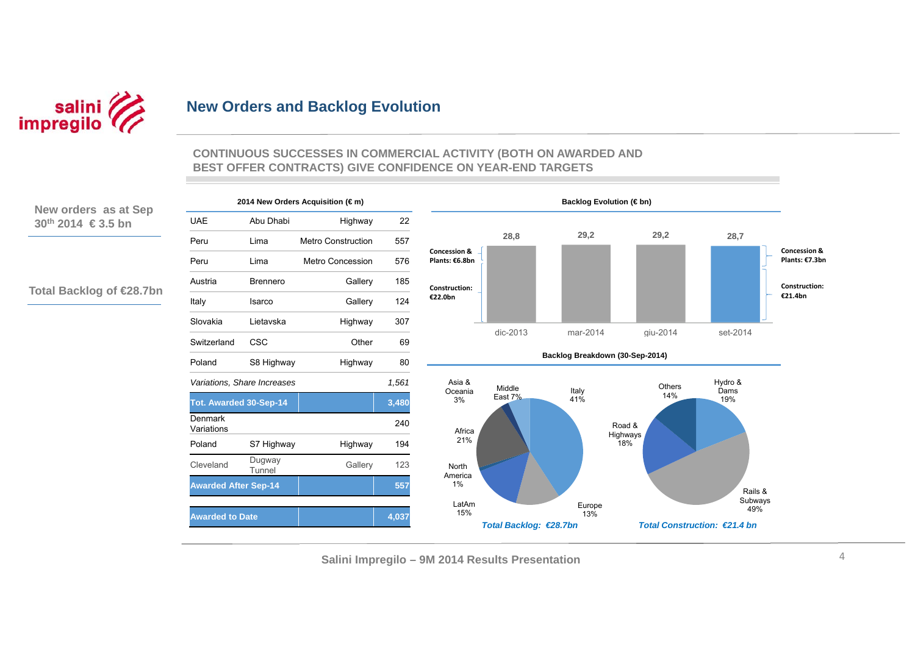# New Orders and Backlog Evolution

**CONTINUOUS SUCCESSES IN COMMERCIAL ACTIVITY (BOTH ON AWARDED AND BEST OFFER CONTRACTS) GIVE CONFIDENCE ON YEAR-END TARGETS**

**New orders as at Sep 30th 2014 € 3.5 bn**

**Total Backlog of €28.7bn**

**2014 New Orders Acquisition (€ m)**

| | | | |
|---|---|---|---|
| UAE | Abu Dhabi | Highway | 22 |
| Peru | Lima | Metro Construction | 557 |
| Peru | Lima | Metro Concession | 576 |
| Austria | Brennero | Gallery | 185 |
| Italy | Isarco | Gallery | 124 |
| Slovakia | Lietavska | Highway | 307 |
| Switzerland | CSC | Other | 69 |
| Poland | S8 Highway | Highway | 80 |
| *Variations, Share Increases* | | | *1,561* |
| **Tot. Awarded 30-Sep-14** | | | **3,480** |
| Denmark Variations | | | 240 |
| Poland | S7 Highway | Highway | 194 |
| Cleveland | Dugway Tunnel | Gallery | 123 |
| **Awarded After Sep-14** | | | **557** |
| **Awarded to Date** | | | **4,037** |

**Backlog Evolution (€ bn)**

| | dic-2013 | mar-2014 | giu-2014 | set-2014 |
|---|---|---|---|---|
| Backlog | 28,8 | 29,2 | 29,2 | 28,7 |

- dic-2013: Concession & Plants: €6.8bn; Construction: €22.0bn
- set-2014: Concession & Plants: €7.3bn; Construction: €21.4bn

**Backlog Breakdown (30-Sep-2014)**

*Total Backlog: €28.7bn*

| Area | % |
|---|---|
| Italy | 41% |
| Europe | 13% |
| LatAm | 15% |
| North America | 1% |
| Africa | 21% |
| Asia & Oceania | 3% |
| Middle East | 7% |

*Total Construction: €21.4 bn*

| Segment | % |
|---|---|
| Hydro & Dams | 19% |
| Rails & Subways | 49% |
| Road & Highways | 18% |
| Others | 14% |

Salini Impregilo – 9M 2014 Results Presentation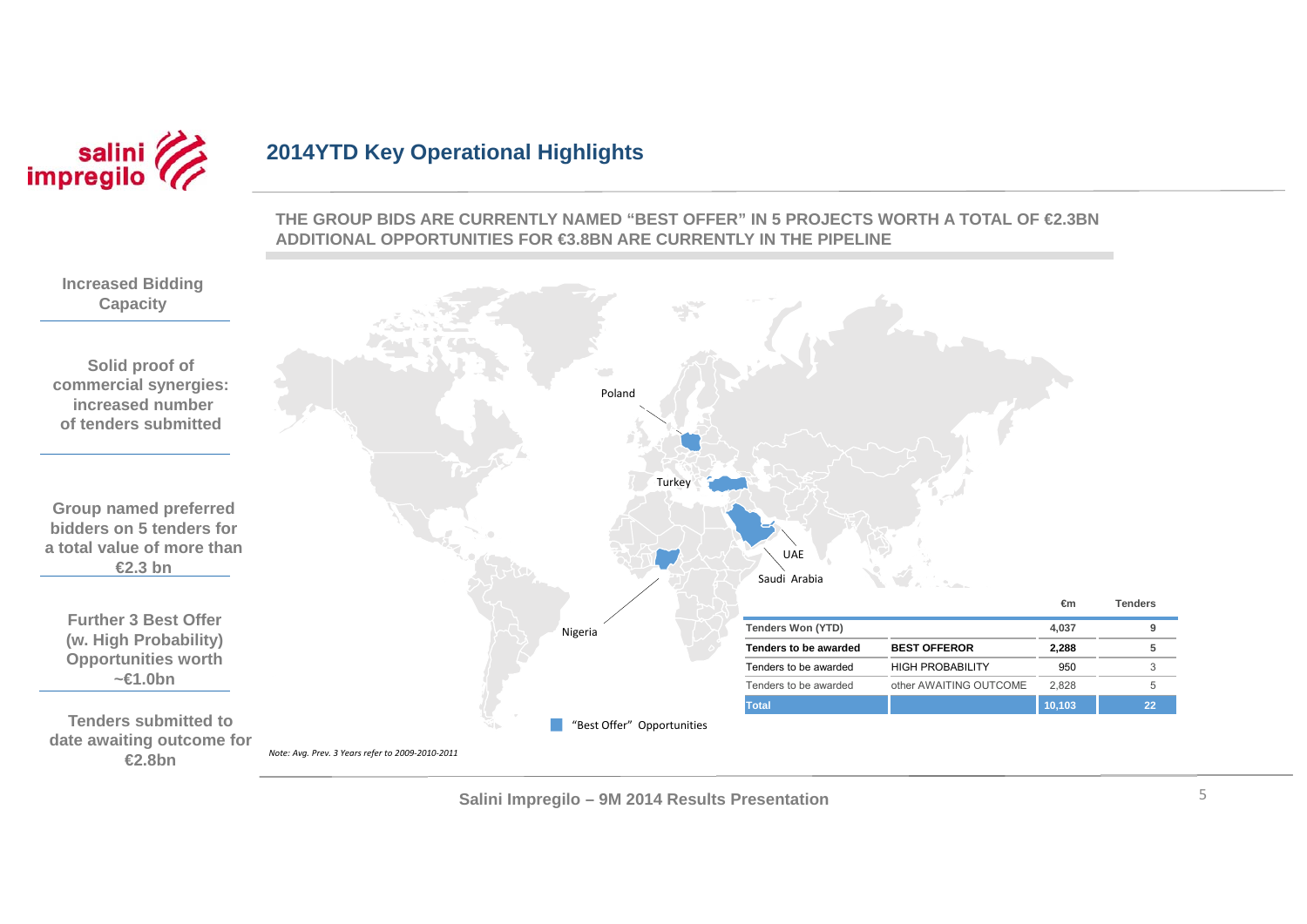## 2014YTD Key Operational Highlights

**THE GROUP BIDS ARE CURRENTLY NAMED "BEST OFFER" IN 5 PROJECTS WORTH A TOTAL OF €2.3BN**
**ADDITIONAL OPPORTUNITIES FOR €3.8BN ARE CURRENTLY IN THE PIPELINE**

**Increased Bidding Capacity**

**Solid proof of commercial synergies: increased number of tenders submitted**

**Group named preferred bidders on 5 tenders for a total value of more than €2.3 bn**

**Further 3 Best Offer (w. High Probability) Opportunities worth ~€1.0bn**

**Tenders submitted to date awaiting outcome for €2.8bn**

Poland
Turkey
UAE
Saudi Arabia
Nigeria

"Best Offer" Opportunities

| | | €m | Tenders |
|---|---|---|---|
| Tenders Won (YTD) | | 4,037 | 9 |
| **Tenders to be awarded** | **BEST OFFEROR** | **2,288** | **5** |
| Tenders to be awarded | HIGH PROBABILITY | 950 | 3 |
| Tenders to be awarded | other AWAITING OUTCOME | 2,828 | 5 |
| **Total** | | **10,103** | **22** |

*Note: Avg. Prev. 3 Years refer to 2009-2010-2011*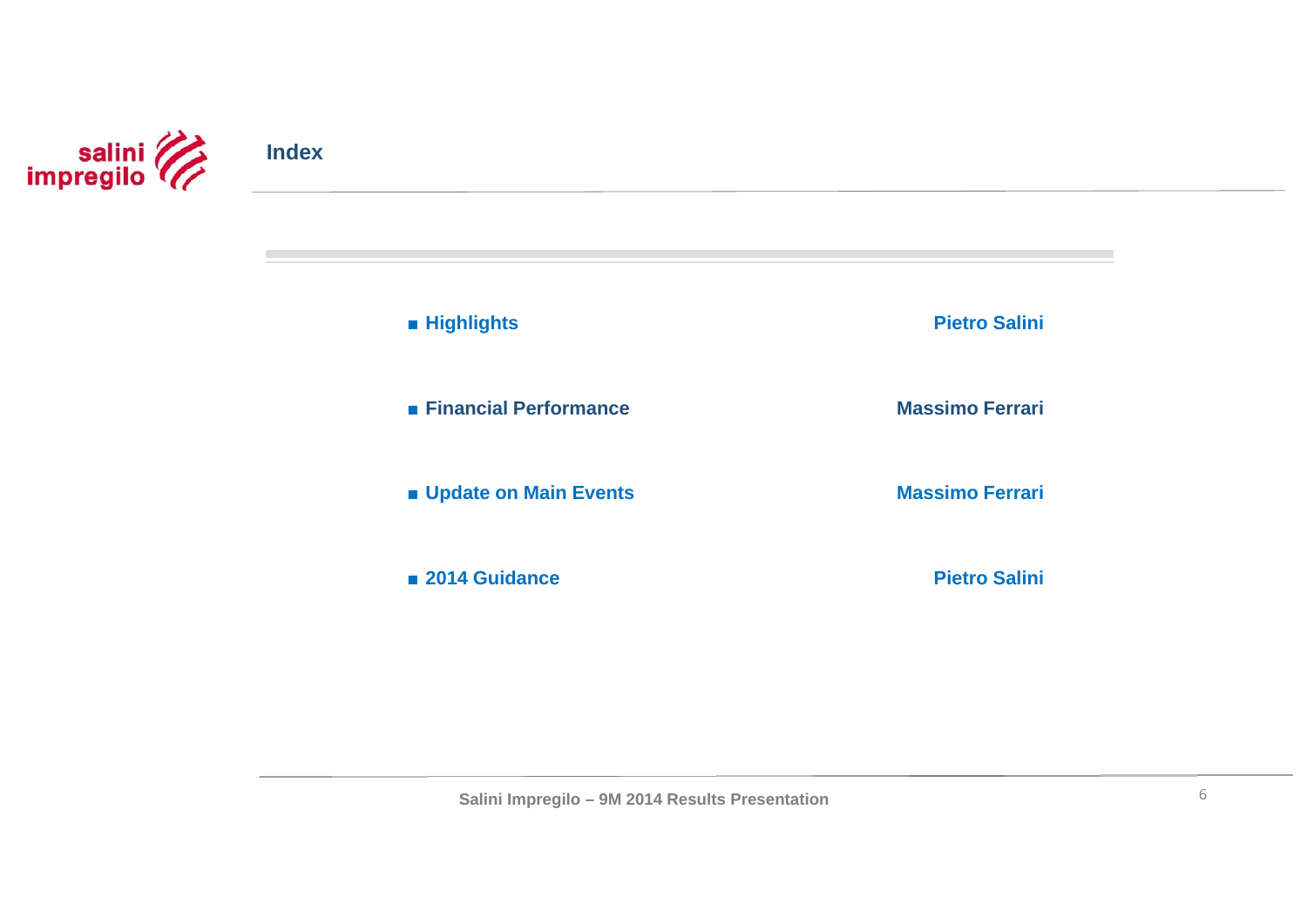# Index

| | |
|---|---|
| ■ **Highlights** | **Pietro Salini** |
| ■ **Financial Performance** | **Massimo Ferrari** |
| ■ **Update on Main Events** | **Massimo Ferrari** |
| ■ **2014 Guidance** | **Pietro Salini** |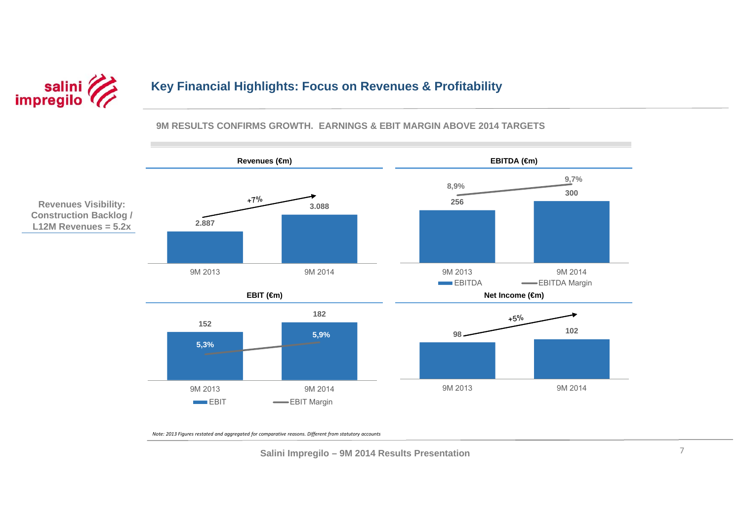# Key Financial Highlights: Focus on Revenues & Profitability

## 9M RESULTS CONFIRMS GROWTH. EARNINGS & EBIT MARGIN ABOVE 2014 TARGETS

**Revenues Visibility: Construction Backlog / L12M Revenues = 5.2x**

**Revenues (€m)**

| | 9M 2013 | 9M 2014 |
|---|---|---|
| Revenues | 2.887 | 3.088 |

+7%

**EBITDA (€m)**

| | 9M 2013 | 9M 2014 |
|---|---|---|
| EBITDA | 256 | 300 |
| EBITDA Margin | 8,9% | 9,7% |

**EBIT (€m)**

| | 9M 2013 | 9M 2014 |
|---|---|---|
| EBIT | 152 | 182 |
| EBIT Margin | 5,3% | 5,9% |

**Net Income (€m)**

| | 9M 2013 | 9M 2014 |
|---|---|---|
| Net Income | 98 | 102 |

+5%

*Note: 2013 Figures restated and aggregated for comparative reasons. Different from statutory accounts*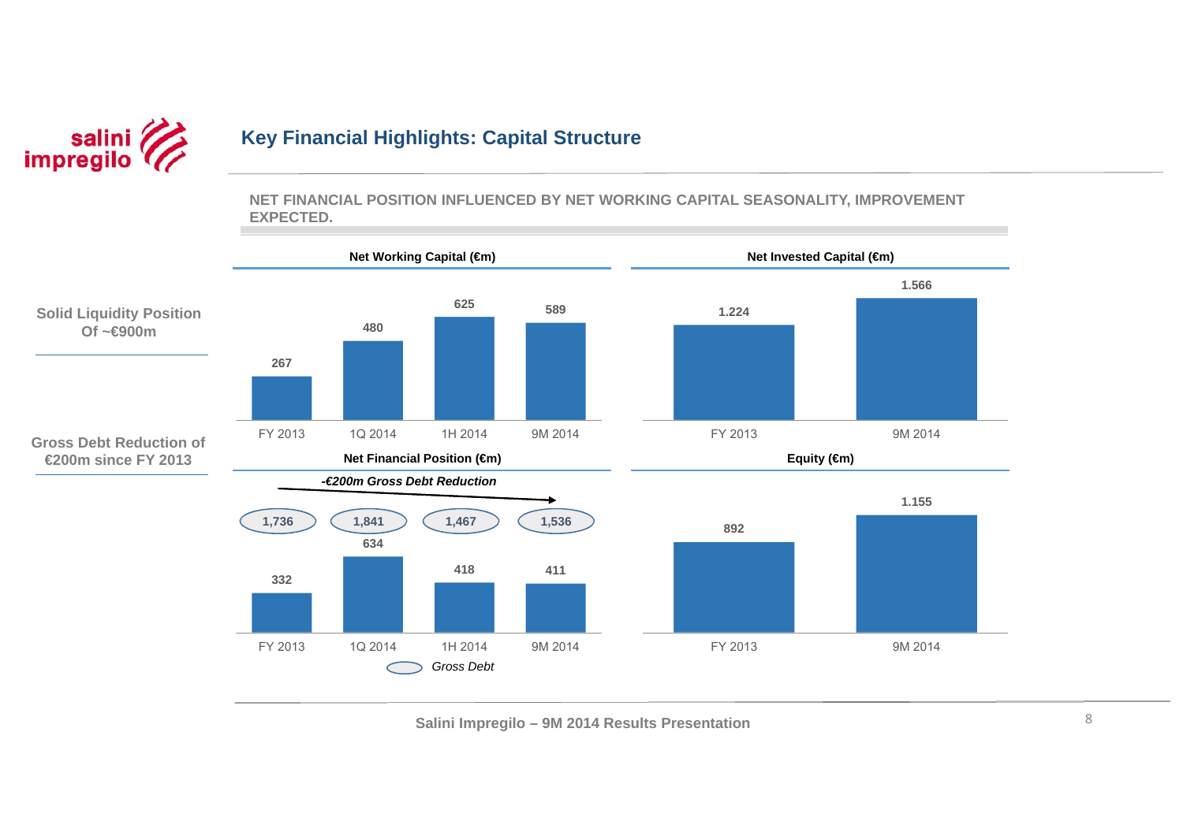# Key Financial Highlights: Capital Structure

**NET FINANCIAL POSITION INFLUENCED BY NET WORKING CAPITAL SEASONALITY, IMPROVEMENT EXPECTED.**

**Solid Liquidity Position Of ~€900m**

**Gross Debt Reduction of €200m since FY 2013**

**Net Working Capital (€m)**

| FY 2013 | 1Q 2014 | 1H 2014 | 9M 2014 |
|---|---|---|---|
| 267 | 480 | 625 | 589 |

**Net Invested Capital (€m)**

| FY 2013 | 9M 2014 |
|---|---|
| 1.224 | 1.566 |

**Net Financial Position (€m)**

*-€200m Gross Debt Reduction*

| | FY 2013 | 1Q 2014 | 1H 2014 | 9M 2014 |
|---|---|---|---|---|
| *Gross Debt* | 1,736 | 1,841 | 1,467 | 1,536 |
| Net Financial Position | 332 | 634 | 418 | 411 |

**Equity (€m)**

| FY 2013 | 9M 2014 |
|---|---|
| 892 | 1.155 |

Salini Impregilo – 9M 2014 Results Presentation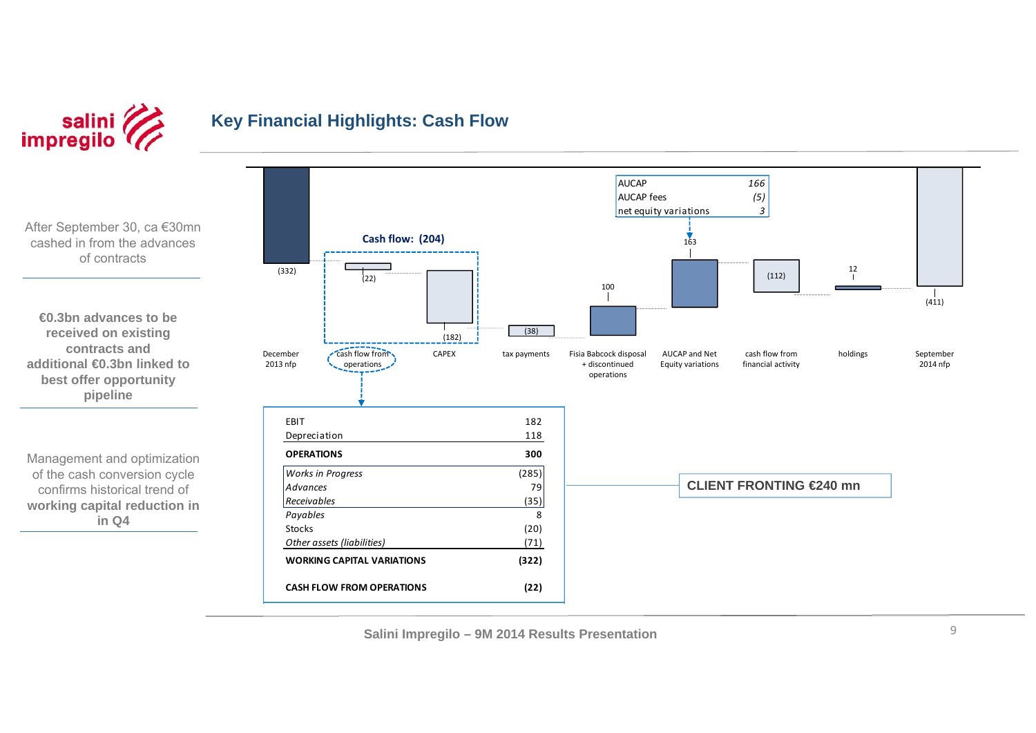# Key Financial Highlights: Cash Flow

After September 30, ca €30mn cashed in from the advances of contracts

**€0.3bn advances to be received on existing contracts and additional €0.3bn linked to best offer opportunity pipeline**

Management and optimization of the cash conversion cycle confirms historical trend of **working capital reduction in in Q4**

**Cash flow: (204)**

| | |
|---|---|
| December 2013 nfp | (332) |
| cash flow from operations | (22) |
| CAPEX | (182) |
| tax payments | (38) |
| Fisia Babcock disposal + discontinued operations | 100 |
| AUCAP and Net Equity variations | 163 |
| cash flow from financial activity | (112) |
| holdings | 12 |
| September 2014 nfp | (411) |

| | |
|---|---|
| AUCAP | *166* |
| AUCAP fees | *(5)* |
| net equity variations | *3* |

| | |
|---|---|
| EBIT | 182 |
| Depreciation | 118 |
| **OPERATIONS** | **300** |
| *Works in Progress* | (285) |
| *Advances* | 79 |
| *Receivables* | (35) |
| *Payables* | 8 |
| Stocks | (20) |
| *Other assets (liabilities)* | (71) |
| **WORKING CAPITAL VARIATIONS** | **(322)** |
| **CASH FLOW FROM OPERATIONS** | **(22)** |

**CLIENT FRONTING €240 mn**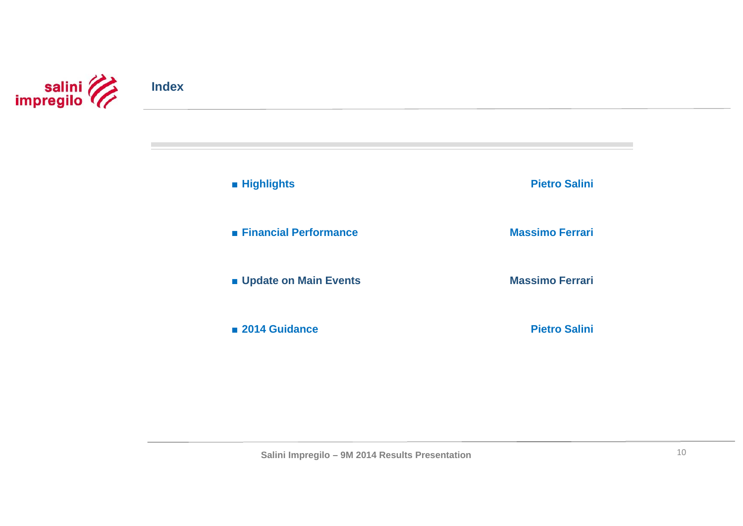# Index

| | |
|---|---|
| **Highlights** | **Pietro Salini** |
| **Financial Performance** | **Massimo Ferrari** |
| **Update on Main Events** | **Massimo Ferrari** |
| **2014 Guidance** | **Pietro Salini** |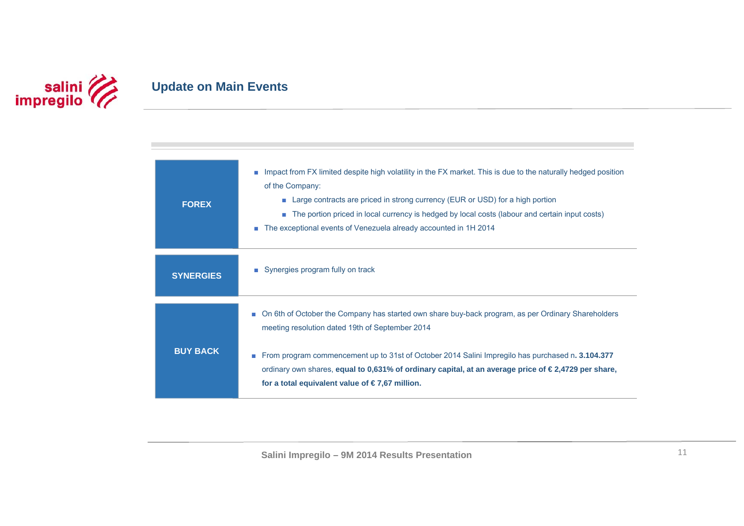# Update on Main Events

## FOREX

- Impact from FX limited despite high volatility in the FX market. This is due to the naturally hedged position of the Company:
  - Large contracts are priced in strong currency (EUR or USD) for a high portion
  - The portion priced in local currency is hedged by local costs (labour and certain input costs)
- The exceptional events of Venezuela already accounted in 1H 2014

## SYNERGIES

- Synergies program fully on track

## BUY BACK

- On 6th of October the Company has started own share buy-back program, as per Ordinary Shareholders meeting resolution dated 19th of September 2014
- From program commencement up to 31st of October 2014 Salini Impregilo has purchased n**. 3.104.377** ordinary own shares, **equal to 0,631% of ordinary capital, at an average price of € 2,4729 per share, for a total equivalent value of € 7,67 million.**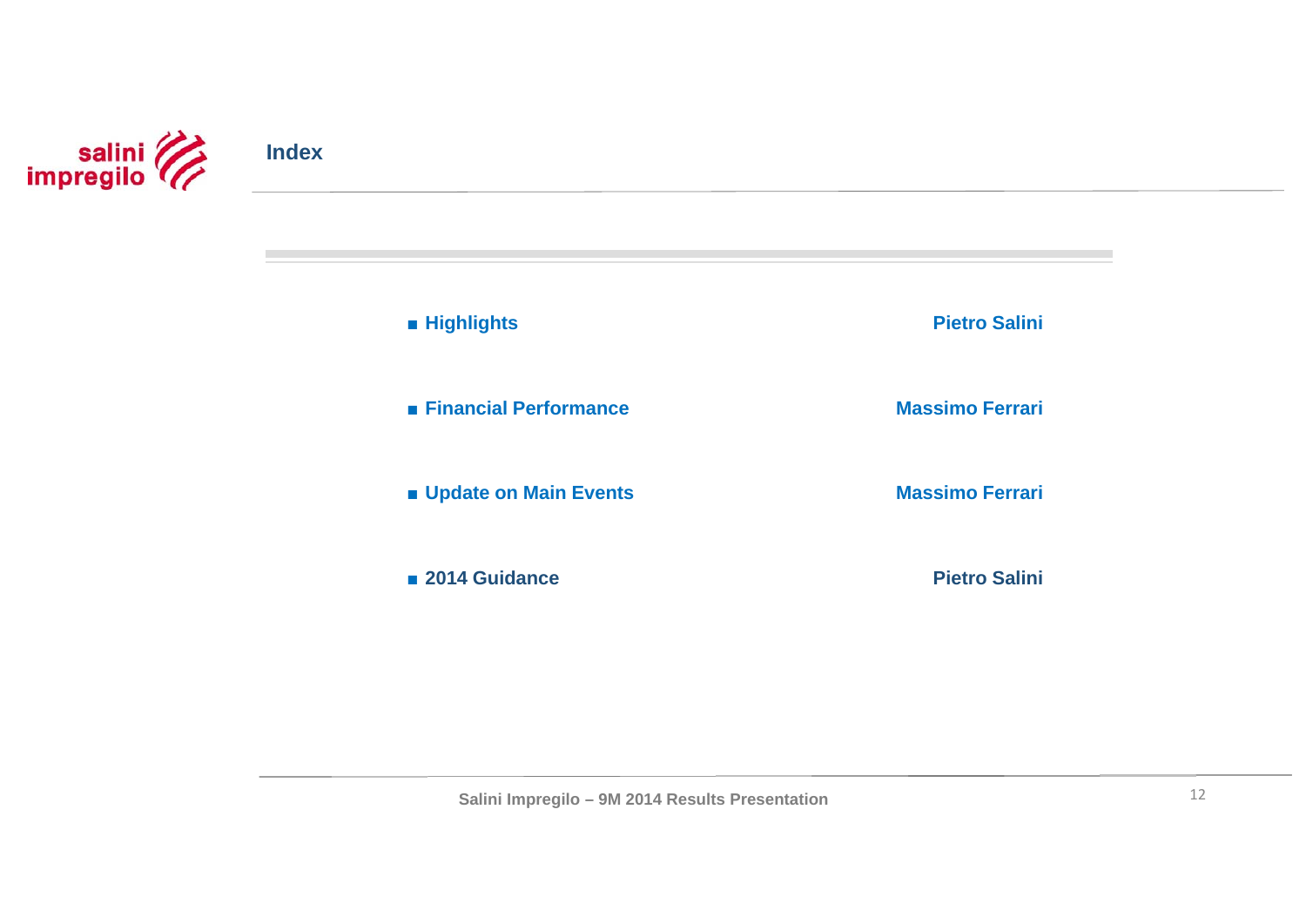## Index

| | |
|---|---|
| ■ **Highlights** | **Pietro Salini** |
| ■ **Financial Performance** | **Massimo Ferrari** |
| ■ **Update on Main Events** | **Massimo Ferrari** |
| ■ **2014 Guidance** | **Pietro Salini** |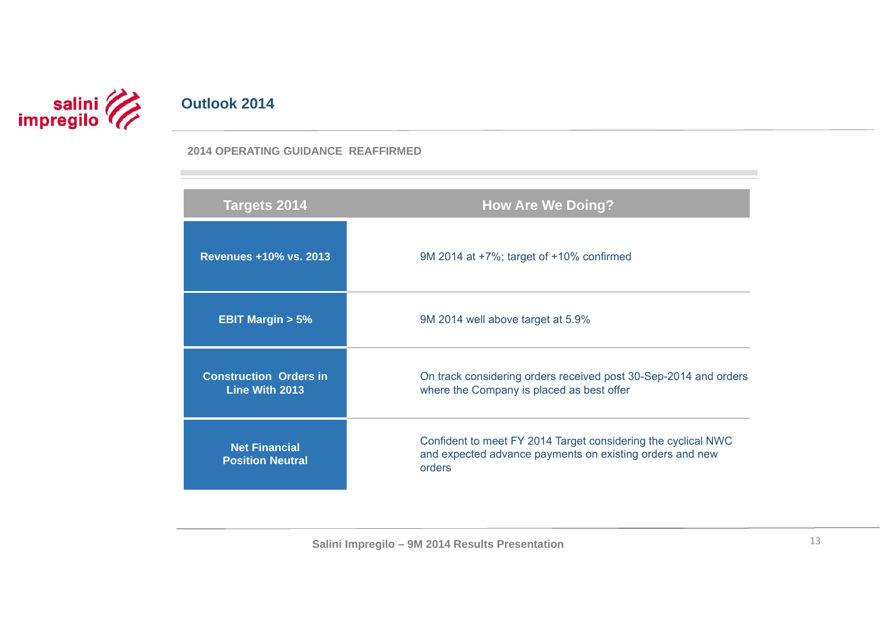# Outlook 2014

**2014 OPERATING GUIDANCE REAFFIRMED**

| Targets 2014 | How Are We Doing? |
|---|---|
| **Revenues +10% vs. 2013** | 9M 2014 at +7%; target of +10% confirmed |
| **EBIT Margin > 5%** | 9M 2014 well above target at 5.9% |
| **Construction Orders in Line With 2013** | On track considering orders received post 30-Sep-2014 and orders where the Company is placed as best offer |
| **Net Financial Position Neutral** | Confident to meet FY 2014 Target considering the cyclical NWC and expected advance payments on existing orders and new orders |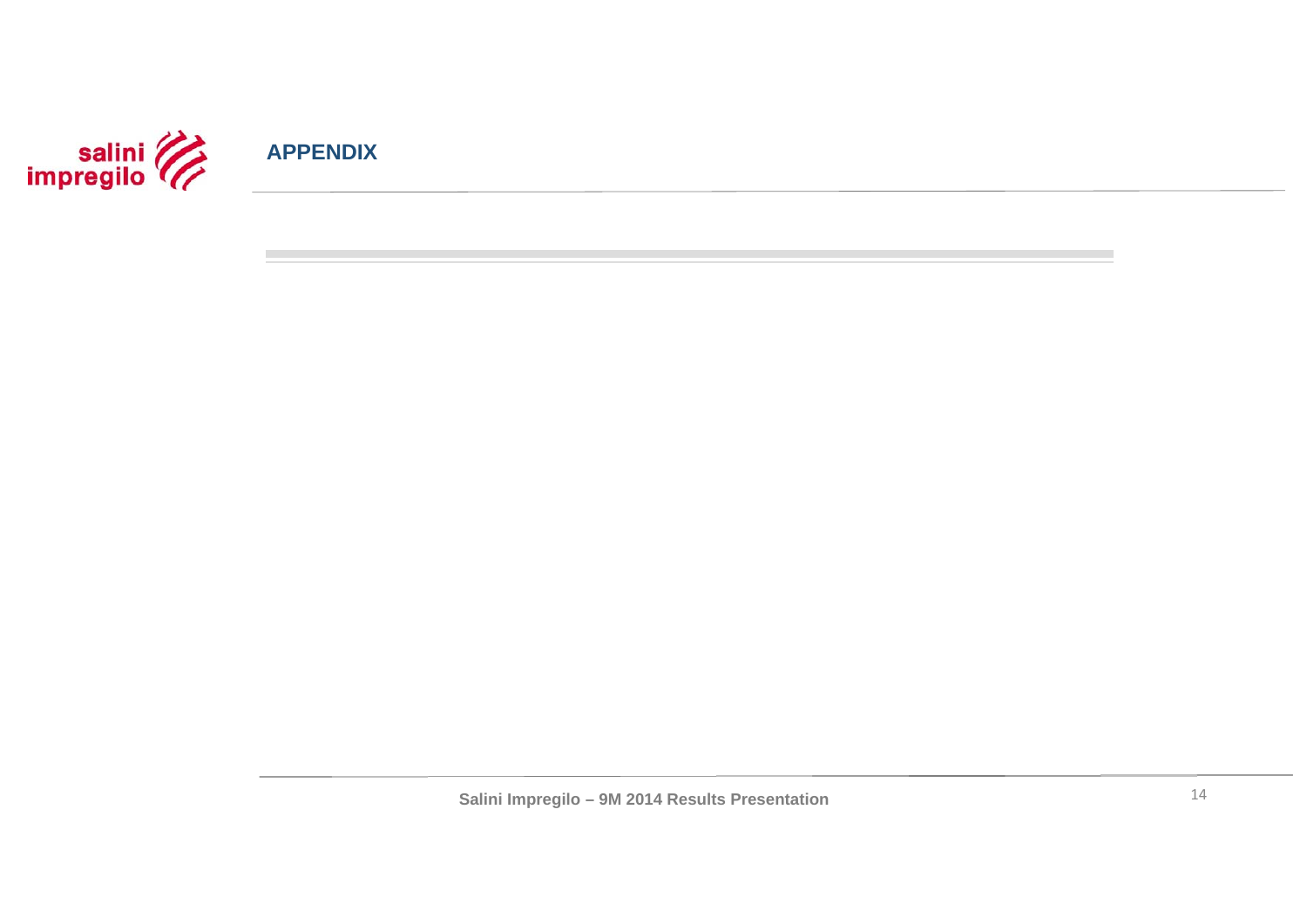# APPENDIX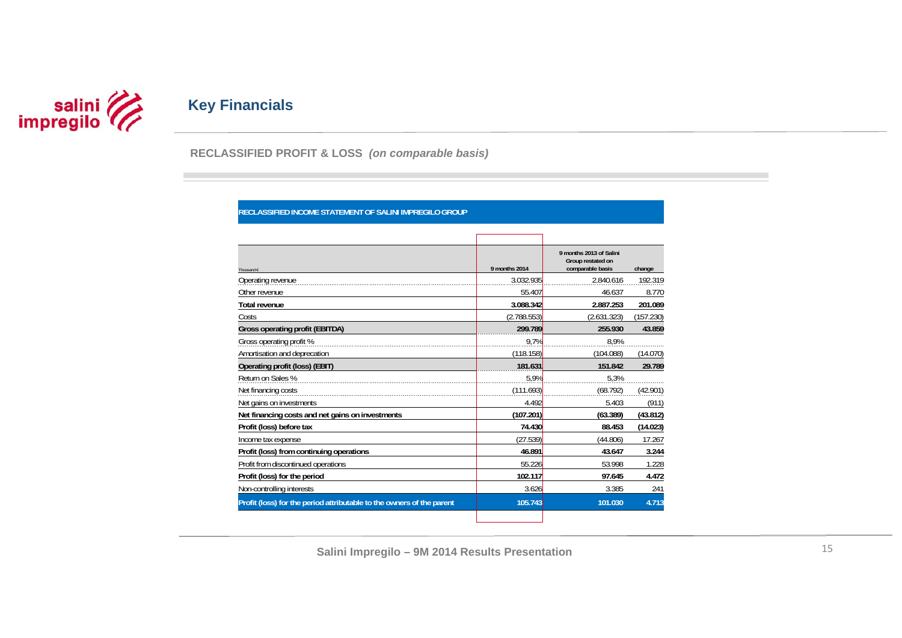## Key Financials

### RECLASSIFIED PROFIT & LOSS *(on comparable basis)*

**RECLASSIFIED INCOME STATEMENT OF SALINI IMPREGILO GROUP**

| Thousand € | 9 months 2014 | 9 months 2013 of Salini Group restated on comparable basis | change |
|---|---|---|---|
| Operating revenue | 3.032.935 | 2.840.616 | 192.319 |
| Other revenue | 55.407 | 46.637 | 8.770 |
| **Total revenue** | **3.088.342** | **2.887.253** | **201.089** |
| Costs | (2.788.553) | (2.631.323) | (157.230) |
| **Gross operating profit (EBITDA)** | **299.789** | **255.930** | **43.859** |
| Gross operating profit % | 9,7% | 8,9% | |
| Amortisation and deprecation | (118.158) | (104.088) | (14.070) |
| **Operating profit (loss) (EBIT)** | **181.631** | **151.842** | **29.789** |
| Return on Sales % | 5,9% | 5,3% | |
| Net financing costs | (111.693) | (68.792) | (42.901) |
| Net gains on investments | 4.492 | 5.403 | (911) |
| **Net financing costs and net gains on investments** | **(107.201)** | **(63.389)** | **(43.812)** |
| **Profit (loss) before tax** | **74.430** | **88.453** | **(14.023)** |
| Income tax expense | (27.539) | (44.806) | 17.267 |
| **Profit (loss) from continuing operations** | **46.891** | **43.647** | **3.244** |
| Profit from discontinued operations | 55.226 | 53.998 | 1.228 |
| **Profit (loss) for the period** | **102.117** | **97.645** | **4.472** |
| Non-controlling interests | 3.626 | 3.385 | 241 |
| **Profit (loss) for the period attributable to the owners of the parent** | **105.743** | **101.030** | **4.713** |

Salini Impregilo – 9M 2014 Results Presentation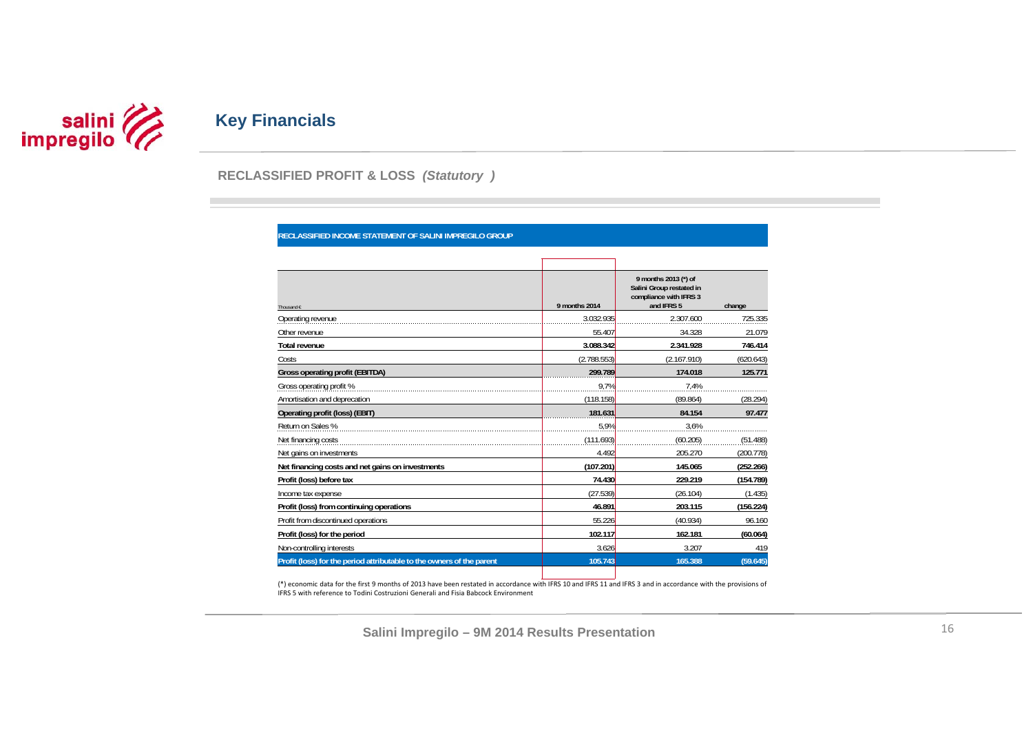# Key Financials

## RECLASSIFIED PROFIT & LOSS *(Statutory )*

**RECLASSIFIED INCOME STATEMENT OF SALINI IMPREGILO GROUP**

| Thousand € | 9 months 2014 | 9 months 2013 (*) of Salini Group restated in compliance with IFRS 3 and IFRS 5 | change |
|---|---|---|---|
| Operating revenue | 3.032.935 | 2.307.600 | 725.335 |
| Other revenue | 55.407 | 34.328 | 21.079 |
| **Total revenue** | **3.088.342** | **2.341.928** | **746.414** |
| Costs | (2.788.553) | (2.167.910) | (620.643) |
| **Gross operating profit (EBITDA)** | **299.789** | **174.018** | **125.771** |
| Gross operating profit % | 9,7% | 7,4% | |
| Amortisation and depreciation | (118.158) | (89.864) | (28.294) |
| **Operating profit (loss) (EBIT)** | **181.631** | **84.154** | **97.477** |
| Return on Sales % | 5,9% | 3,6% | |
| Net financing costs | (111.693) | (60.205) | (51.488) |
| Net gains on investments | 4.492 | 205.270 | (200.778) |
| **Net financing costs and net gains on investments** | **(107.201)** | **145.065** | **(252.266)** |
| **Profit (loss) before tax** | **74.430** | **229.219** | **(154.789)** |
| Income tax expense | (27.539) | (26.104) | (1.435) |
| **Profit (loss) from continuing operations** | **46.891** | **203.115** | **(156.224)** |
| Profit from discontinued operations | 55.226 | (40.934) | 96.160 |
| **Profit (loss) for the period** | **102.117** | **162.181** | **(60.064)** |
| Non-controlling interests | 3.626 | 3.207 | 419 |
| **Profit (loss) for the period attributable to the owners of the parent** | **105.743** | **165.388** | **(59.645)** |

(*) economic data for the first 9 months of 2013 have been restated in accordance with IFRS 10 and IFRS 11 and IFRS 3 and in accordance with the provisions of IFRS 5 with reference to Todini Costruzioni Generali and Fisia Babcock Environment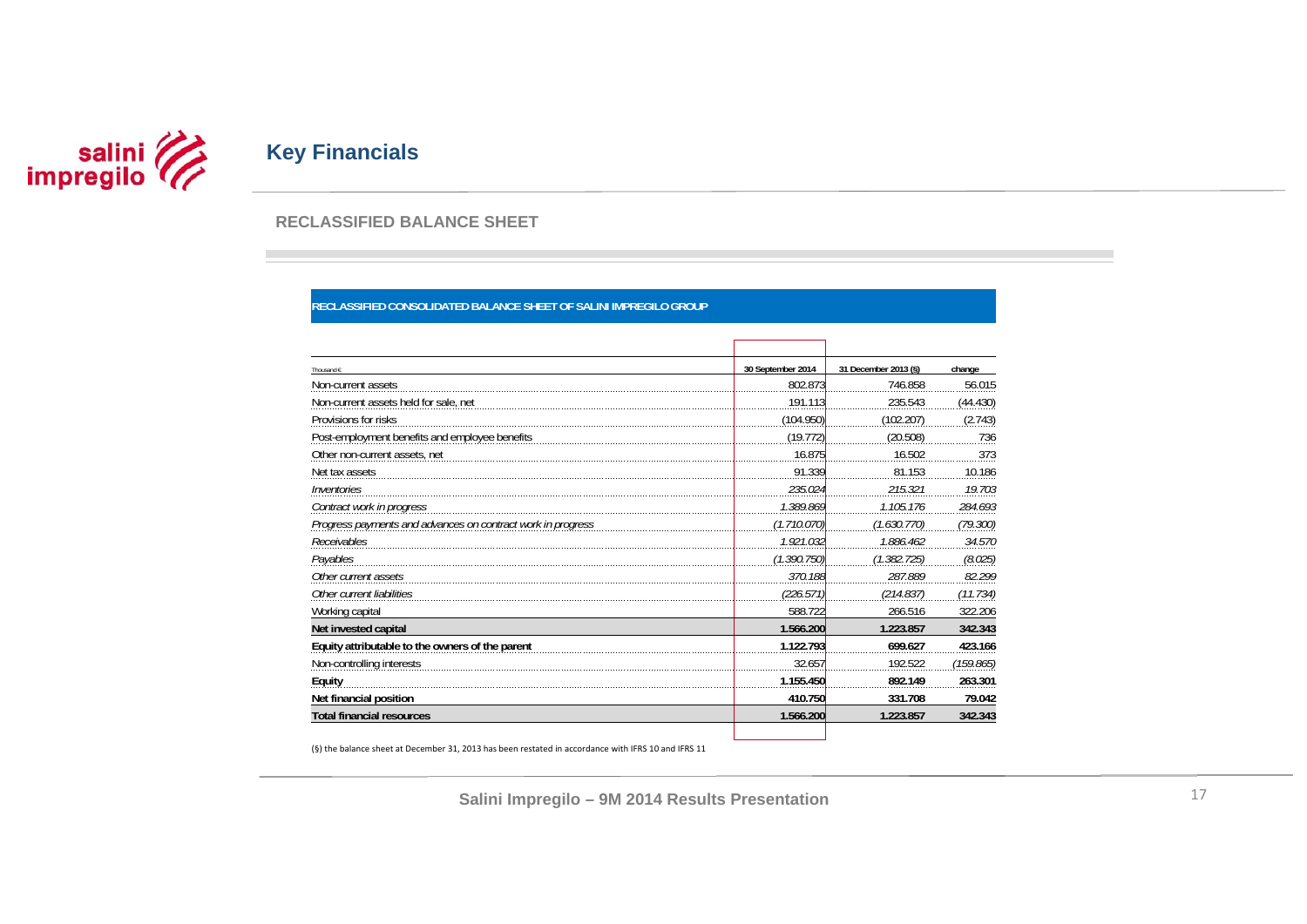## Key Financials

### RECLASSIFIED BALANCE SHEET

**RECLASSIFIED CONSOLIDATED BALANCE SHEET OF SALINI IMPREGILO GROUP**

| Thousand € | 30 September 2014 | 31 December 2013 (§) | change |
|---|---|---|---|
| Non-current assets | 802.873 | 746.858 | 56.015 |
| Non-current assets held for sale, net | 191.113 | 235.543 | (44.430) |
| Provisions for risks | (104.950) | (102.207) | (2.743) |
| Post-employment benefits and employee benefits | (19.772) | (20.508) | 736 |
| Other non-current assets, net | 16.875 | 16.502 | 373 |
| Net tax assets | 91.339 | 81.153 | 10.186 |
| *Inventories* | *235.024* | *215.321* | *19.703* |
| *Contract work in progress* | *1.389.869* | *1.105.176* | *284.693* |
| *Progress payments and advances on contract work in progress* | *(1.710.070)* | *(1.630.770)* | *(79.300)* |
| *Receivables* | *1.921.032* | *1.886.462* | *34.570* |
| *Payables* | *(1.390.750)* | *(1.382.725)* | *(8.025)* |
| *Other current assets* | *370.188* | *287.889* | *82.299* |
| *Other current liabilities* | *(226.571)* | *(214.837)* | *(11.734)* |
| Working capital | 588.722 | 266.516 | 322.206 |
| **Net invested capital** | **1.566.200** | **1.223.857** | **342.343** |
| **Equity attributable to the owners of the parent** | **1.122.793** | **699.627** | **423.166** |
| Non-controlling interests | 32.657 | 192.522 | *(159.865)* |
| **Equity** | **1.155.450** | **892.149** | **263.301** |
| **Net financial position** | **410.750** | **331.708** | **79.042** |
| **Total financial resources** | **1.566.200** | **1.223.857** | **342.343** |

(§) the balance sheet at December 31, 2013 has been restated in accordance with IFRS 10 and IFRS 11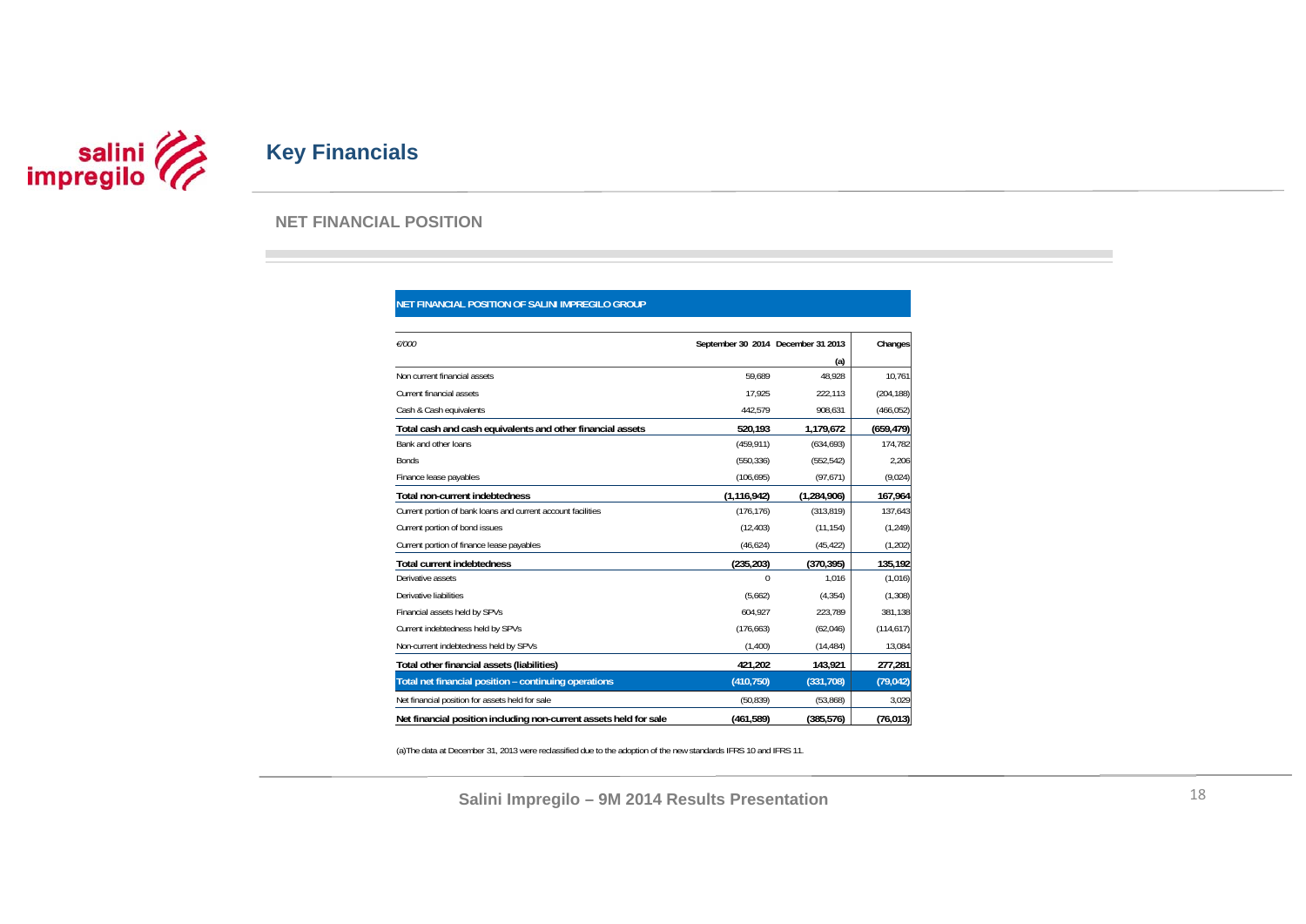# Key Financials

## NET FINANCIAL POSITION

| NET FINANCIAL POSITION OF SALINI IMPREGILO GROUP | | | |
|---|---|---|---|
| *€'000* | September 30 2014 | December 31 2013 (a) | Changes |
| Non current financial assets | 59,689 | 48,928 | 10,761 |
| Current financial assets | 17,925 | 222,113 | (204,188) |
| Cash & Cash equivalents | 442,579 | 908,631 | (466,052) |
| **Total cash and cash equivalents and other financial assets** | **520,193** | **1,179,672** | **(659,479)** |
| Bank and other loans | (459,911) | (634,693) | 174,782 |
| Bonds | (550,336) | (552,542) | 2,206 |
| Finance lease payables | (106,695) | (97,671) | (9,024) |
| **Total non-current indebtedness** | **(1,116,942)** | **(1,284,906)** | **167,964** |
| Current portion of bank loans and current account facilities | (176,176) | (313,819) | 137,643 |
| Current portion of bond issues | (12,403) | (11,154) | (1,249) |
| Current portion of finance lease payables | (46,624) | (45,422) | (1,202) |
| **Total current indebtedness** | **(235,203)** | **(370,395)** | **135,192** |
| Derivative assets | 0 | 1,016 | (1,016) |
| Derivative liabilities | (5,662) | (4,354) | (1,308) |
| Financial assets held by SPVs | 604,927 | 223,789 | 381,138 |
| Current indebtedness held by SPVs | (176,663) | (62,046) | (114,617) |
| Non-current indebtedness held by SPVs | (1,400) | (14,484) | 13,084 |
| **Total other financial assets (liabilities)** | **421,202** | **143,921** | **277,281** |
| **Total net financial position – continuing operations** | **(410,750)** | **(331,708)** | **(79,042)** |
| Net financial position for assets held for sale | (50,839) | (53,868) | 3,029 |
| **Net financial position including non-current assets held for sale** | **(461,589)** | **(385,576)** | **(76,013)** |

(a)The data at December 31, 2013 were reclassified due to the adoption of the new standards IFRS 10 and IFRS 11.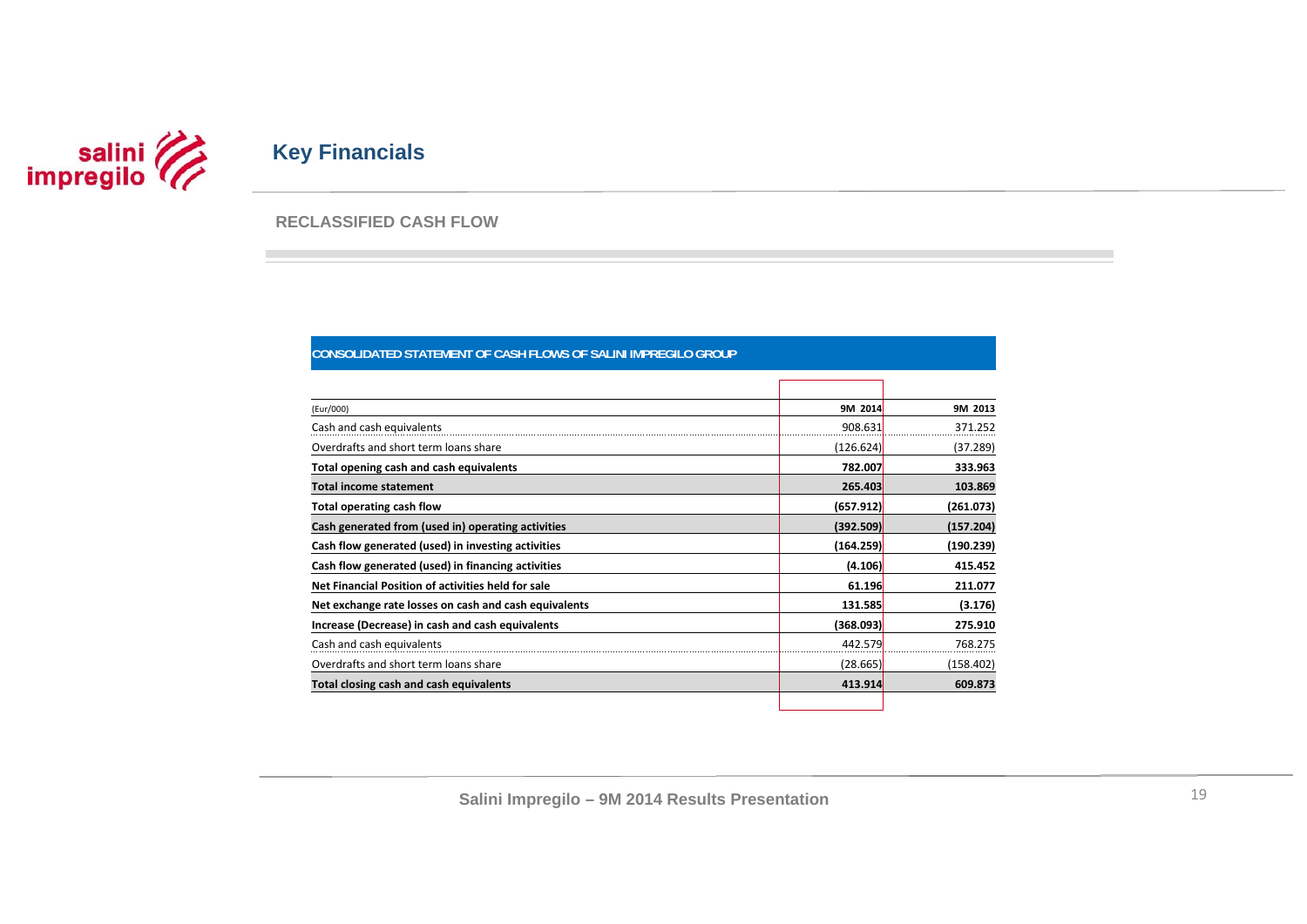## Key Financials

### RECLASSIFIED CASH FLOW

**CONSOLIDATED STATEMENT OF CASH FLOWS OF SALINI IMPREGILO GROUP**

| (Eur/000) | 9M 2014 | 9M 2013 |
|---|---|---|
| Cash and cash equivalents | 908.631 | 371.252 |
| Overdrafts and short term loans share | (126.624) | (37.289) |
| **Total opening cash and cash equivalents** | **782.007** | **333.963** |
| **Total income statement** | **265.403** | **103.869** |
| **Total operating cash flow** | **(657.912)** | **(261.073)** |
| **Cash generated from (used in) operating activities** | **(392.509)** | **(157.204)** |
| **Cash flow generated (used) in investing activities** | **(164.259)** | **(190.239)** |
| **Cash flow generated (used) in financing activities** | **(4.106)** | **415.452** |
| **Net Financial Position of activities held for sale** | **61.196** | **211.077** |
| **Net exchange rate losses on cash and cash equivalents** | **131.585** | **(3.176)** |
| **Increase (Decrease) in cash and cash equivalents** | **(368.093)** | **275.910** |
| Cash and cash equivalents | 442.579 | 768.275 |
| Overdrafts and short term loans share | (28.665) | (158.402) |
| **Total closing cash and cash equivalents** | **413.914** | **609.873** |

Salini Impregilo – 9M 2014 Results Presentation